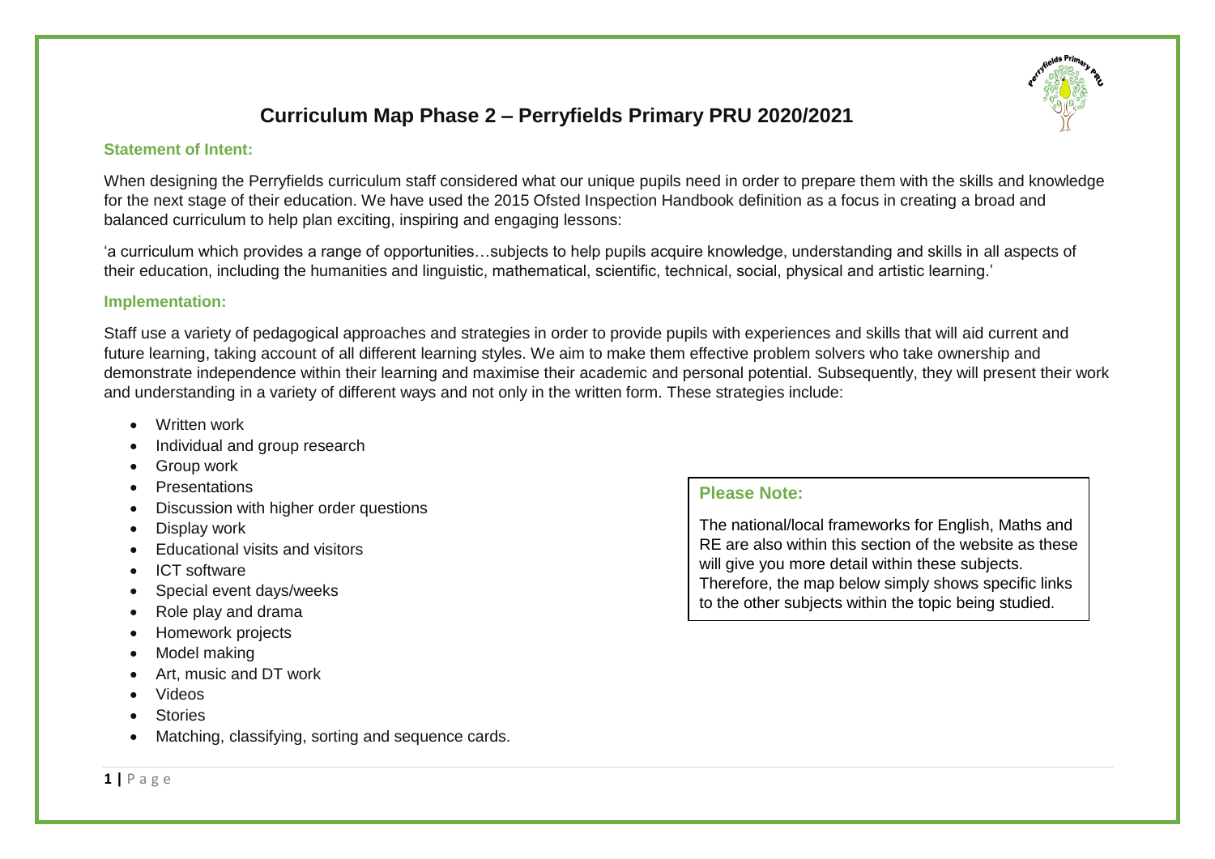# Curriculum Map Phase 2 – Perryfields Primary PRU 2020/2021

## Statement of Intent:

When designing the Perryfields curriculum staff considered what our unique pupils need in order to prepare them with the skills and knowledge for the next stage of their education. We have used the 2015 Ofsted Inspection Handbook definition as a focus in creating a broad and balanced curriculum to help plan exciting, inspiring and engaging lessons:

'a curriculum which provides a range of opportunities…subjects to help pupils acquire knowledge, understanding and skills in all aspects of their education, including the humanities and linguistic, mathematical, scientific, technical, social, physical and artistic learning.'

## Implementation:

Staff use a variety of pedagogical approaches and strategies in order to provide pupils with experiences and skills that will aid current and future learning, taking account of all different learning styles. We aim to make them effective problem solvers who take ownership and demonstrate independence within their learning and maximise their academic and personal potential. Subsequently, they will present their work and understanding in a variety of different ways and not only in the written form. These strategies include:

- Written work
- Individual and group research
- Group work
- Presentations
- Discussion with higher order questions
- Display work
- Educational visits and visitors
- ICT software
- Special event days/weeks
- Role play and drama
- Homework projects
- Model making
- Art, music and DT work
- Videos
- Stories
- Matching, classifying, sorting and sequence cards.

### Please Note:

The national/local frameworks for English, Maths and RE are also within this section of the website as these will give you more detail within these subjects. Therefore, the map below simply shows specific links to the other subjects within the topic being studied.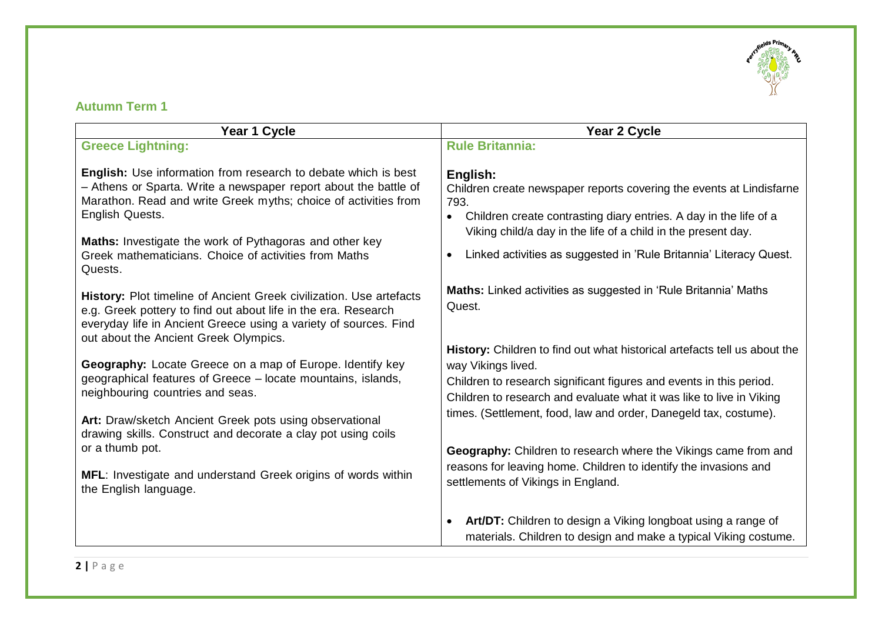## Autumn Term 1

| Year 1 Cycle | Year 2 Cycle |
|---|---|
| **Greece Lightning:**<br><br>**English:** Use information from research to debate which is best – Athens or Sparta. Write a newspaper report about the battle of Marathon. Read and write Greek myths; choice of activities from English Quests.<br><br>**Maths:** Investigate the work of Pythagoras and other key Greek mathematicians. Choice of activities from Maths Quests.<br><br>**History:** Plot timeline of Ancient Greek civilization. Use artefacts e.g. Greek pottery to find out about life in the era. Research everyday life in Ancient Greece using a variety of sources. Find out about the Ancient Greek Olympics.<br><br>**Geography:** Locate Greece on a map of Europe. Identify key geographical features of Greece – locate mountains, islands, neighbouring countries and seas.<br><br>**Art:** Draw/sketch Ancient Greek pots using observational drawing skills. Construct and decorate a clay pot using coils or a thumb pot.<br><br>**MFL**: Investigate and understand Greek origins of words within the English language. | **Rule Britannia:**<br><br>**English:**<br>Children create newspaper reports covering the events at Lindisfarne 793.<br>• Children create contrasting diary entries. A day in the life of a Viking child/a day in the life of a child in the present day.<br>• Linked activities as suggested in 'Rule Britannia' Literacy Quest.<br><br>**Maths:** Linked activities as suggested in 'Rule Britannia' Maths Quest.<br><br>**History:** Children to find out what historical artefacts tell us about the way Vikings lived.<br>Children to research significant figures and events in this period.<br>Children to research and evaluate what it was like to live in Viking times. (Settlement, food, law and order, Danegeld tax, costume).<br><br>**Geography:** Children to research where the Vikings came from and reasons for leaving home. Children to identify the invasions and settlements of Vikings in England.<br><br>• **Art/DT:** Children to design a Viking longboat using a range of materials. Children to design and make a typical Viking costume. |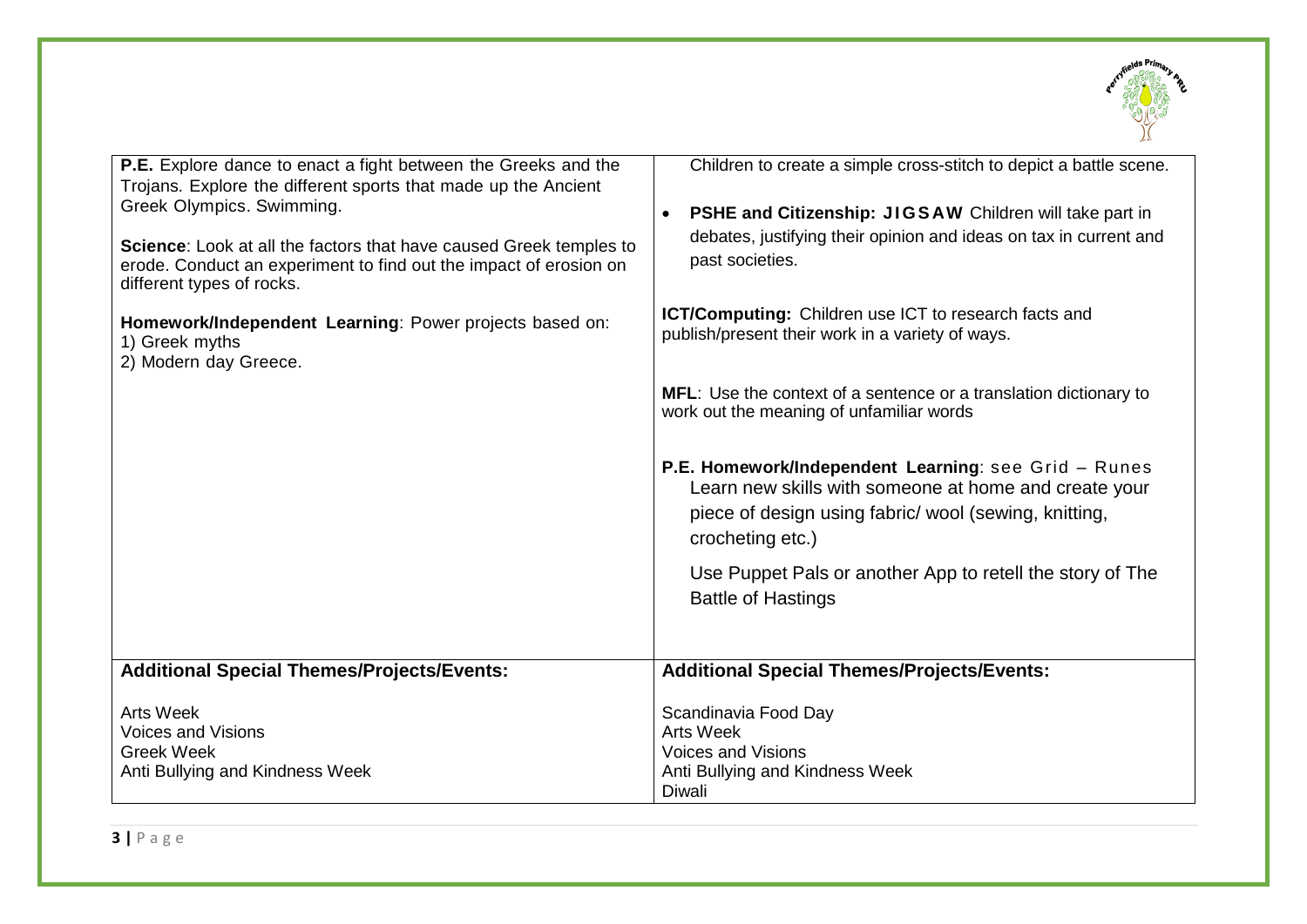| | |
|---|---|
| **P.E.** Explore dance to enact a fight between the Greeks and the Trojans. Explore the different sports that made up the Ancient Greek Olympics. Swimming.<br><br>**Science**: Look at all the factors that have caused Greek temples to erode. Conduct an experiment to find out the impact of erosion on different types of rocks.<br><br>**Homework/Independent Learning**: Power projects based on:<br>1) Greek myths<br>2) Modern day Greece. | Children to create a simple cross-stitch to depict a battle scene.<br><br>• **PSHE and Citizenship: JIGSAW** Children will take part in debates, justifying their opinion and ideas on tax in current and past societies.<br><br>**ICT/Computing:** Children use ICT to research facts and publish/present their work in a variety of ways.<br><br>**MFL**: Use the context of a sentence or a translation dictionary to work out the meaning of unfamiliar words<br><br>**P.E. Homework/Independent Learning**: see Grid – Runes<br>Learn new skills with someone at home and create your piece of design using fabric/ wool (sewing, knitting, crocheting etc.)<br><br>Use Puppet Pals or another App to retell the story of The Battle of Hastings |
| **Additional Special Themes/Projects/Events:**<br><br>Arts Week<br>Voices and Visions<br>Greek Week<br>Anti Bullying and Kindness Week | **Additional Special Themes/Projects/Events:**<br><br>Scandinavia Food Day<br>Arts Week<br>Voices and Visions<br>Anti Bullying and Kindness Week<br>Diwali |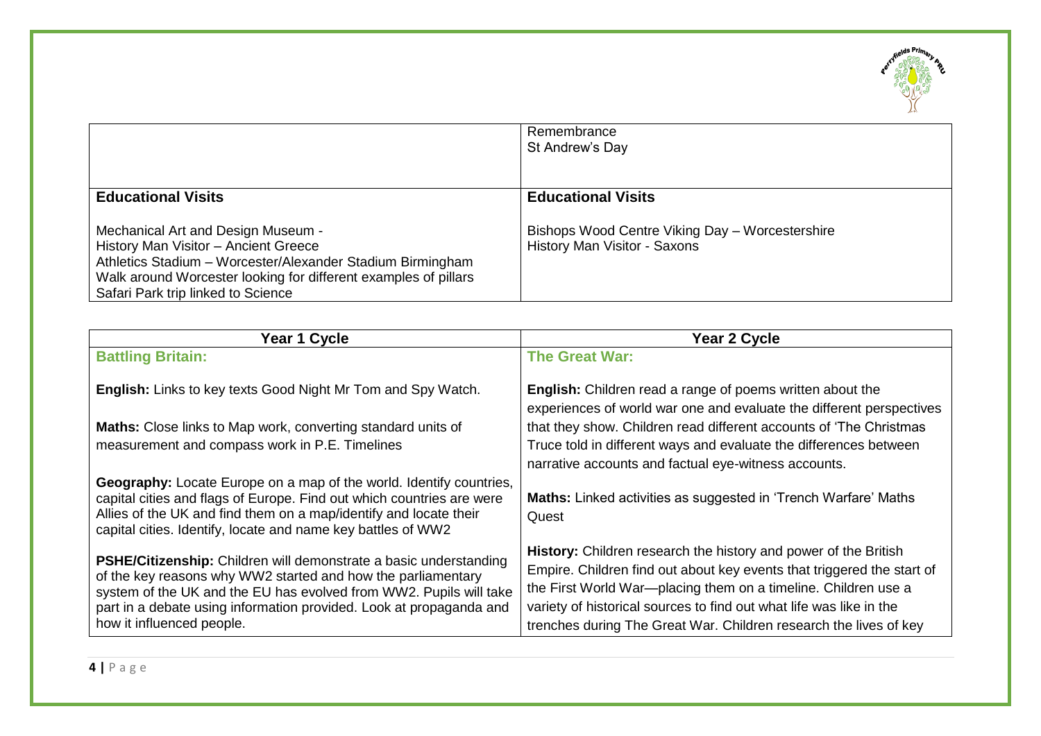| | |
|---|---|
| | Remembrance<br>St Andrew's Day |
| **Educational Visits**<br><br>Mechanical Art and Design Museum -<br>History Man Visitor – Ancient Greece<br>Athletics Stadium – Worcester/Alexander Stadium Birmingham<br>Walk around Worcester looking for different examples of pillars<br>Safari Park trip linked to Science | **Educational Visits**<br><br>Bishops Wood Centre Viking Day – Worcestershire<br>History Man Visitor - Saxons |

| Year 1 Cycle | Year 2 Cycle |
|---|---|
| **Battling Britain:**<br><br>**English:** Links to key texts Good Night Mr Tom and Spy Watch.<br><br>**Maths:** Close links to Map work, converting standard units of measurement and compass work in P.E. Timelines<br><br>**Geography:** Locate Europe on a map of the world. Identify countries, capital cities and flags of Europe. Find out which countries are were Allies of the UK and find them on a map/identify and locate their capital cities. Identify, locate and name key battles of WW2<br><br>**PSHE/Citizenship:** Children will demonstrate a basic understanding of the key reasons why WW2 started and how the parliamentary system of the UK and the EU has evolved from WW2. Pupils will take part in a debate using information provided. Look at propaganda and how it influenced people. | **The Great War:**<br><br>**English:** Children read a range of poems written about the experiences of world war one and evaluate the different perspectives that they show. Children read different accounts of 'The Christmas Truce told in different ways and evaluate the differences between narrative accounts and factual eye-witness accounts.<br><br>**Maths:** Linked activities as suggested in 'Trench Warfare' Maths Quest<br><br>**History:** Children research the history and power of the British Empire. Children find out about key events that triggered the start of the First World War—placing them on a timeline. Children use a variety of historical sources to find out what life was like in the trenches during The Great War. Children research the lives of key |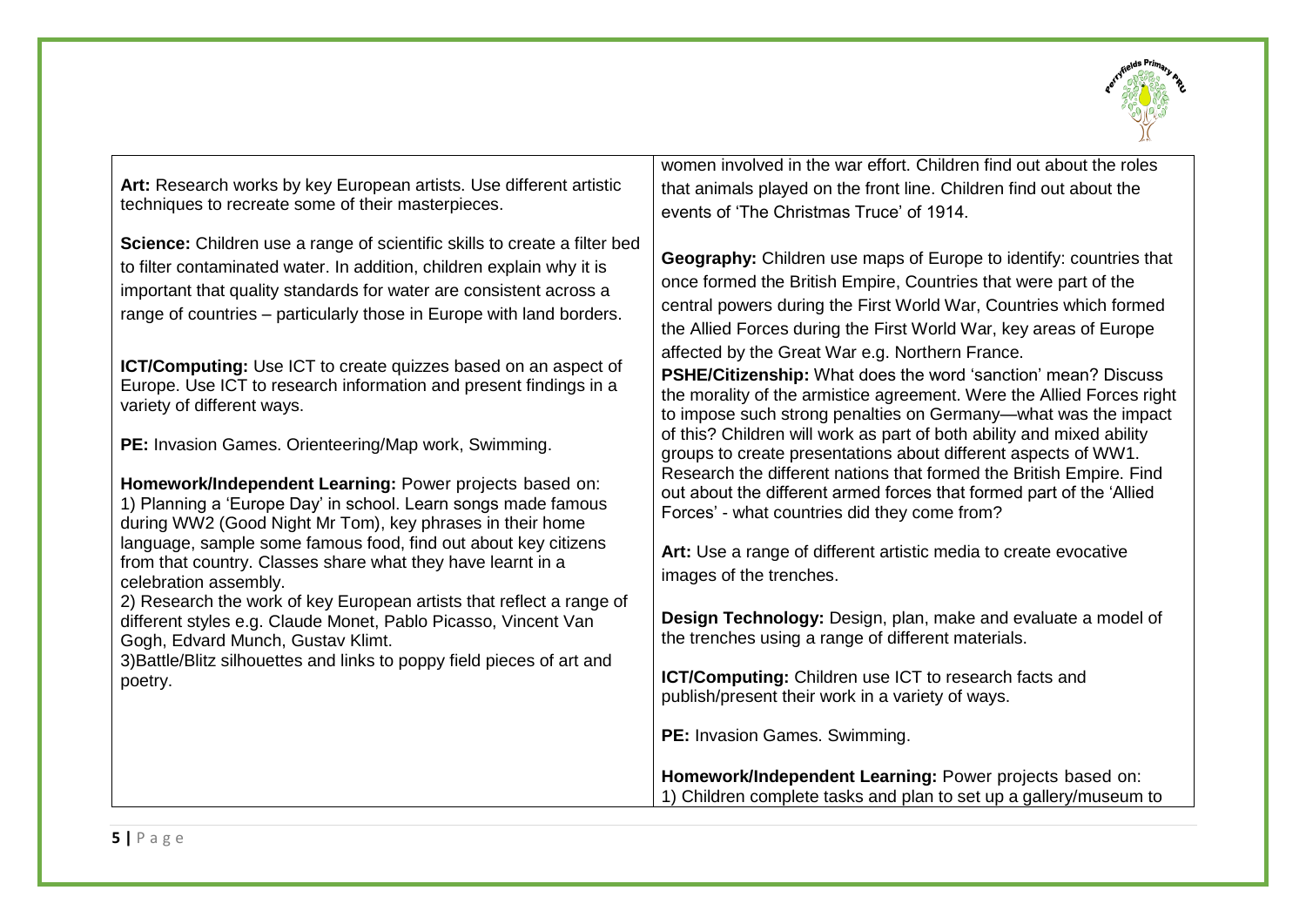**Art:** Research works by key European artists. Use different artistic techniques to recreate some of their masterpieces.

**Science:** Children use a range of scientific skills to create a filter bed to filter contaminated water. In addition, children explain why it is important that quality standards for water are consistent across a range of countries – particularly those in Europe with land borders.

**ICT/Computing:** Use ICT to create quizzes based on an aspect of Europe. Use ICT to research information and present findings in a variety of different ways.

**PE:** Invasion Games. Orienteering/Map work, Swimming.

**Homework/Independent Learning:** Power projects based on:
1) Planning a 'Europe Day' in school. Learn songs made famous during WW2 (Good Night Mr Tom), key phrases in their home language, sample some famous food, find out about key citizens from that country. Classes share what they have learnt in a celebration assembly.
2) Research the work of key European artists that reflect a range of different styles e.g. Claude Monet, Pablo Picasso, Vincent Van Gogh, Edvard Munch, Gustav Klimt.
3)Battle/Blitz silhouettes and links to poppy field pieces of art and poetry.

women involved in the war effort. Children find out about the roles that animals played on the front line. Children find out about the events of 'The Christmas Truce' of 1914.

**Geography:** Children use maps of Europe to identify: countries that once formed the British Empire, Countries that were part of the central powers during the First World War, Countries which formed the Allied Forces during the First World War, key areas of Europe affected by the Great War e.g. Northern France.

**PSHE/Citizenship:** What does the word 'sanction' mean? Discuss the morality of the armistice agreement. Were the Allied Forces right to impose such strong penalties on Germany—what was the impact of this? Children will work as part of both ability and mixed ability groups to create presentations about different aspects of WW1. Research the different nations that formed the British Empire. Find out about the different armed forces that formed part of the 'Allied Forces' - what countries did they come from?

**Art:** Use a range of different artistic media to create evocative images of the trenches.

**Design Technology:** Design, plan, make and evaluate a model of the trenches using a range of different materials.

**ICT/Computing:** Children use ICT to research facts and publish/present their work in a variety of ways.

**PE:** Invasion Games. Swimming.

**Homework/Independent Learning:** Power projects based on:
1) Children complete tasks and plan to set up a gallery/museum to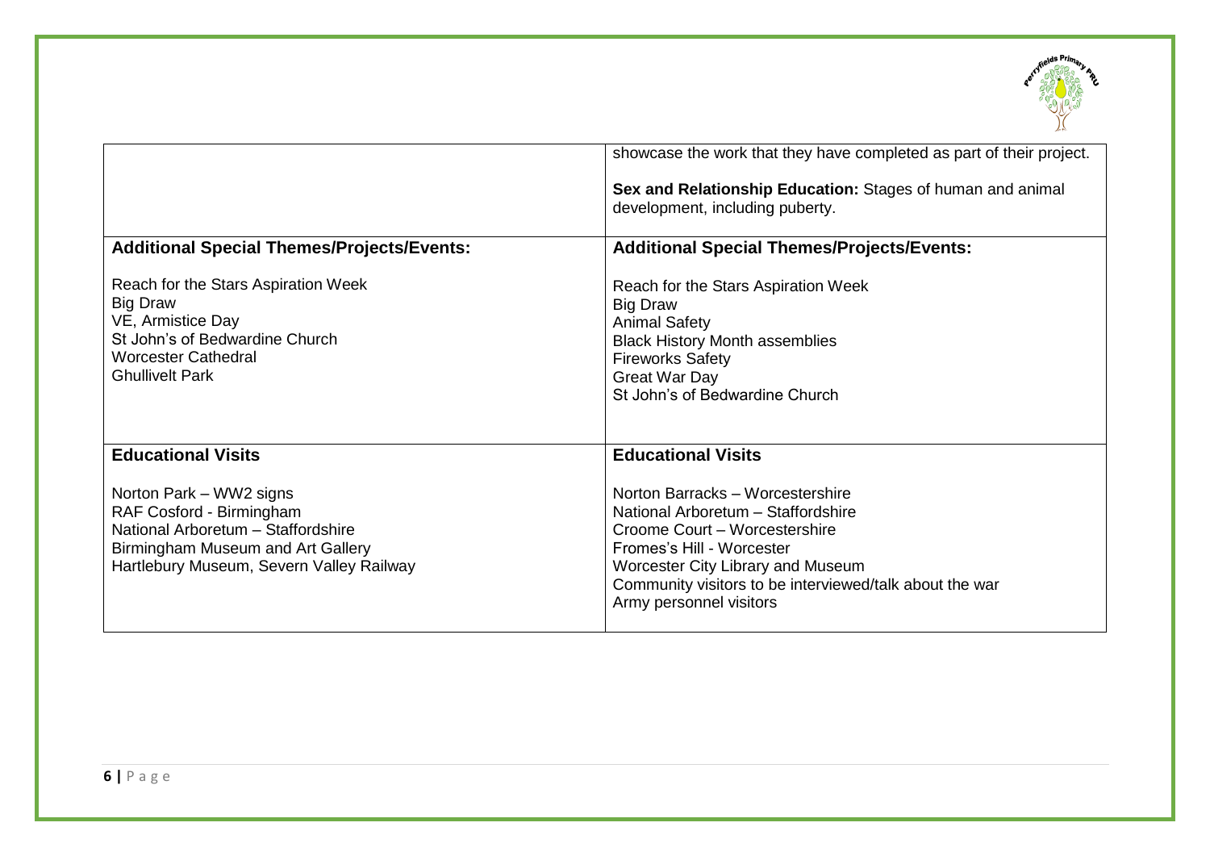| | |
|---|---|
| | showcase the work that they have completed as part of their project.<br><br>**Sex and Relationship Education:** Stages of human and animal development, including puberty. |
| **Additional Special Themes/Projects/Events:**<br><br>Reach for the Stars Aspiration Week<br>Big Draw<br>VE, Armistice Day<br>St John's of Bedwardine Church<br>Worcester Cathedral<br>Ghullivelt Park | **Additional Special Themes/Projects/Events:**<br><br>Reach for the Stars Aspiration Week<br>Big Draw<br>Animal Safety<br>Black History Month assemblies<br>Fireworks Safety<br>Great War Day<br>St John's of Bedwardine Church |
| **Educational Visits**<br><br>Norton Park – WW2 signs<br>RAF Cosford - Birmingham<br>National Arboretum – Staffordshire<br>Birmingham Museum and Art Gallery<br>Hartlebury Museum, Severn Valley Railway | **Educational Visits**<br><br>Norton Barracks – Worcestershire<br>National Arboretum – Staffordshire<br>Croome Court – Worcestershire<br>Fromes's Hill - Worcester<br>Worcester City Library and Museum<br>Community visitors to be interviewed/talk about the war<br>Army personnel visitors |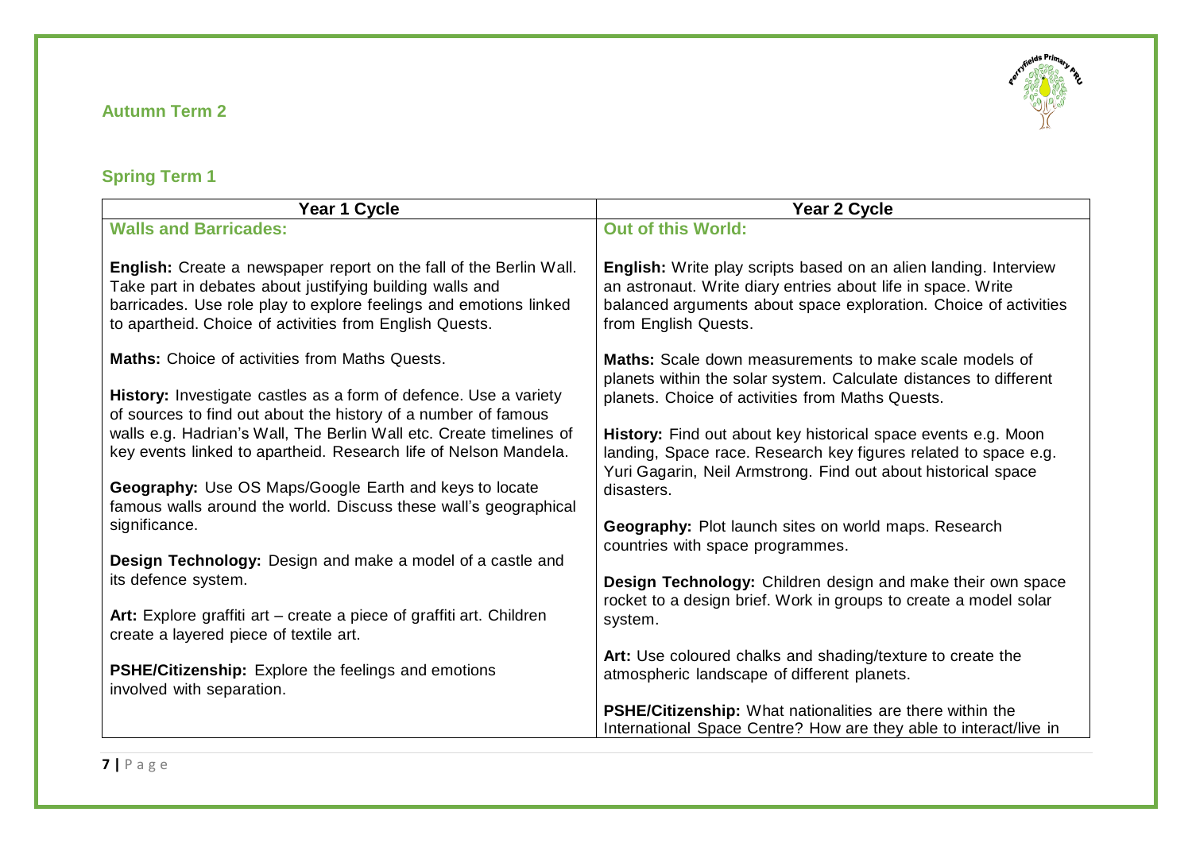## Autumn Term 2

## Spring Term 1

| Year 1 Cycle | Year 2 Cycle |
| --- | --- |
| **Walls and Barricades:**<br><br>**English:** Create a newspaper report on the fall of the Berlin Wall. Take part in debates about justifying building walls and barricades. Use role play to explore feelings and emotions linked to apartheid. Choice of activities from English Quests.<br><br>**Maths:** Choice of activities from Maths Quests.<br><br>**History:** Investigate castles as a form of defence. Use a variety of sources to find out about the history of a number of famous walls e.g. Hadrian's Wall, The Berlin Wall etc. Create timelines of key events linked to apartheid. Research life of Nelson Mandela.<br><br>**Geography:** Use OS Maps/Google Earth and keys to locate famous walls around the world. Discuss these wall's geographical significance.<br><br>**Design Technology:** Design and make a model of a castle and its defence system.<br><br>**Art:** Explore graffiti art – create a piece of graffiti art. Children create a layered piece of textile art.<br><br>**PSHE/Citizenship:** Explore the feelings and emotions involved with separation. | **Out of this World:**<br><br>**English:** Write play scripts based on an alien landing. Interview an astronaut. Write diary entries about life in space. Write balanced arguments about space exploration. Choice of activities from English Quests.<br><br>**Maths:** Scale down measurements to make scale models of planets within the solar system. Calculate distances to different planets. Choice of activities from Maths Quests.<br><br>**History:** Find out about key historical space events e.g. Moon landing, Space race. Research key figures related to space e.g. Yuri Gagarin, Neil Armstrong. Find out about historical space disasters.<br><br>**Geography:** Plot launch sites on world maps. Research countries with space programmes.<br><br>**Design Technology:** Children design and make their own space rocket to a design brief. Work in groups to create a model solar system.<br><br>**Art:** Use coloured chalks and shading/texture to create the atmospheric landscape of different planets.<br><br>**PSHE/Citizenship:** What nationalities are there within the International Space Centre? How are they able to interact/live in |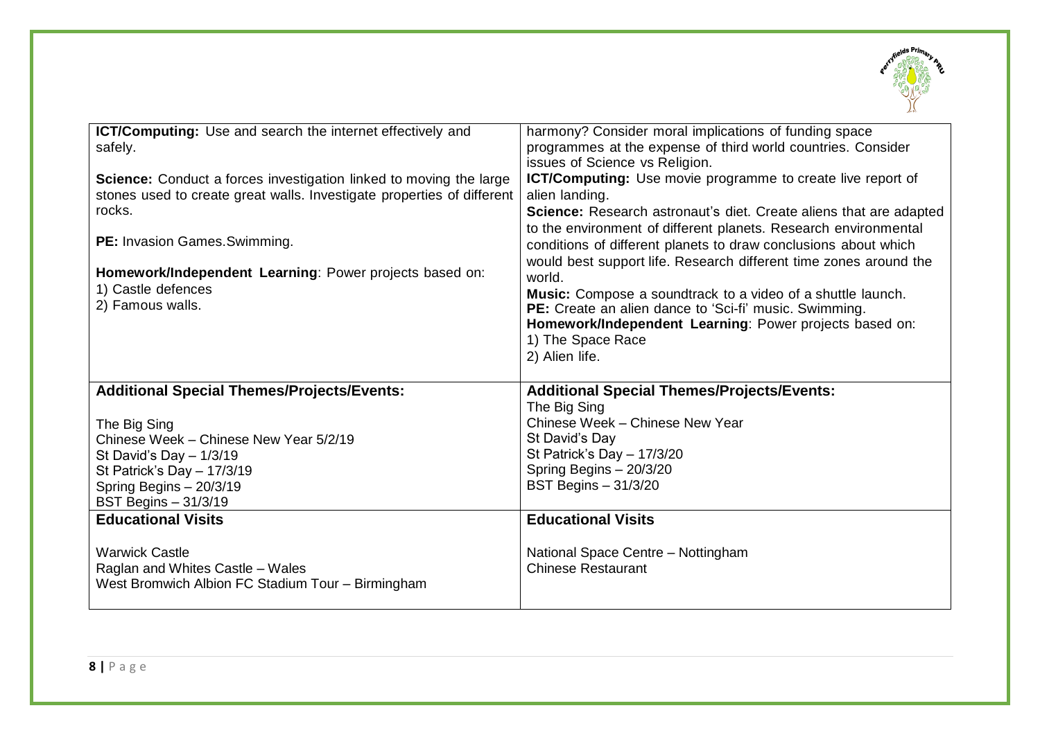| | |
|---|---|
| **ICT/Computing:** Use and search the internet effectively and safely.<br><br>**Science:** Conduct a forces investigation linked to moving the large stones used to create great walls. Investigate properties of different rocks.<br><br>**PE:** Invasion Games.Swimming.<br><br>**Homework/Independent Learning**: Power projects based on:<br>1) Castle defences<br>2) Famous walls. | harmony? Consider moral implications of funding space programmes at the expense of third world countries. Consider issues of Science vs Religion.<br>**ICT/Computing:** Use movie programme to create live report of alien landing.<br>**Science:** Research astronaut's diet. Create aliens that are adapted to the environment of different planets. Research environmental conditions of different planets to draw conclusions about which would best support life. Research different time zones around the world.<br>**Music:** Compose a soundtrack to a video of a shuttle launch.<br>**PE:** Create an alien dance to 'Sci-fi' music. Swimming.<br>**Homework/Independent Learning**: Power projects based on:<br>1) The Space Race<br>2) Alien life. |
| **Additional Special Themes/Projects/Events:**<br><br>The Big Sing<br>Chinese Week – Chinese New Year 5/2/19<br>St David's Day – 1/3/19<br>St Patrick's Day – 17/3/19<br>Spring Begins – 20/3/19<br>BST Begins – 31/3/19 | **Additional Special Themes/Projects/Events:**<br>The Big Sing<br>Chinese Week – Chinese New Year<br>St David's Day<br>St Patrick's Day – 17/3/20<br>Spring Begins – 20/3/20<br>BST Begins – 31/3/20 |
| **Educational Visits**<br><br>Warwick Castle<br>Raglan and Whites Castle – Wales<br>West Bromwich Albion FC Stadium Tour – Birmingham | **Educational Visits**<br><br>National Space Centre – Nottingham<br>Chinese Restaurant |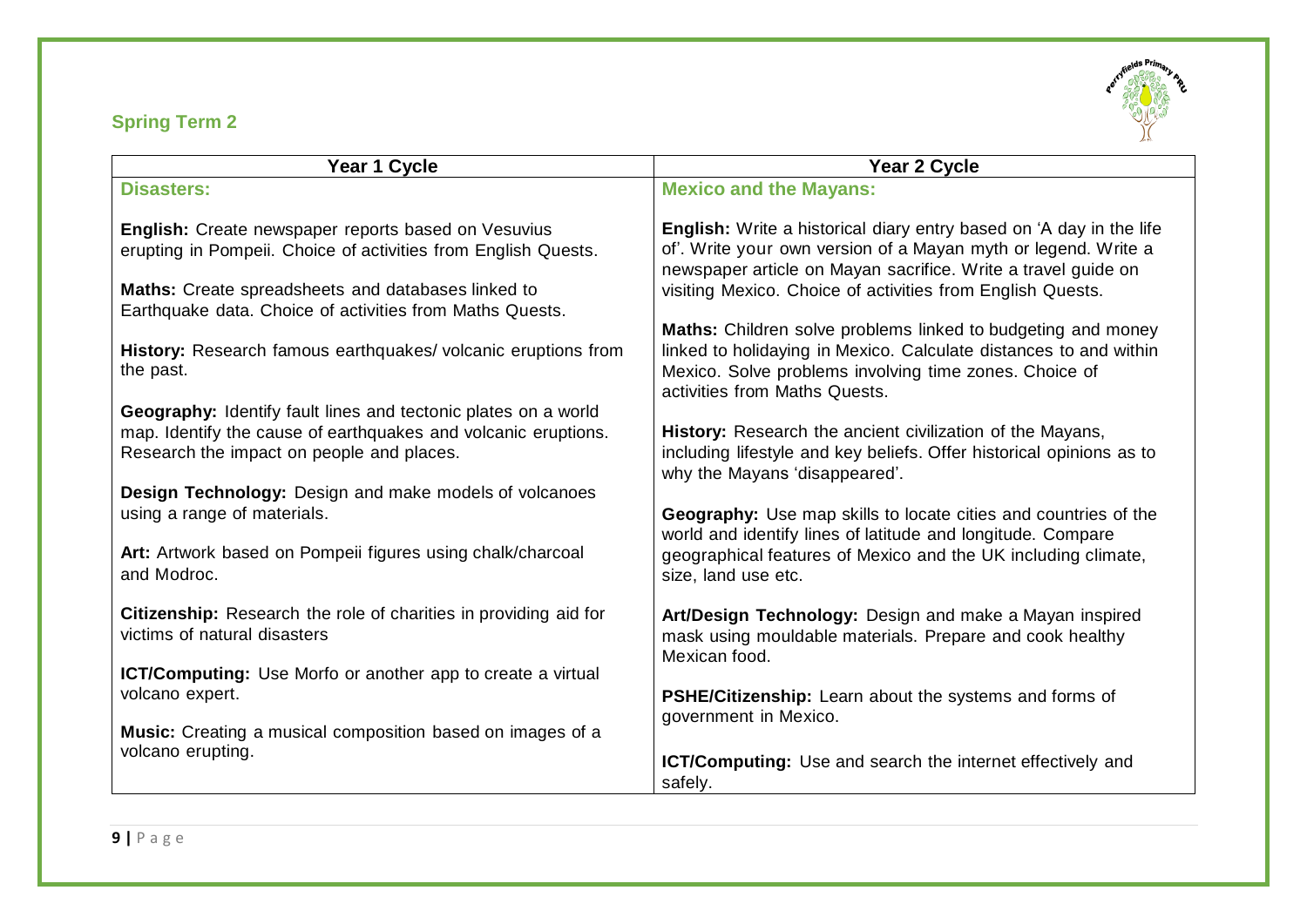## Spring Term 2

| Year 1 Cycle | Year 2 Cycle |
| --- | --- |
| **Disasters:**<br><br>**English:** Create newspaper reports based on Vesuvius erupting in Pompeii. Choice of activities from English Quests.<br><br>**Maths:** Create spreadsheets and databases linked to Earthquake data. Choice of activities from Maths Quests.<br><br>**History:** Research famous earthquakes/ volcanic eruptions from the past.<br><br>**Geography:** Identify fault lines and tectonic plates on a world map. Identify the cause of earthquakes and volcanic eruptions. Research the impact on people and places.<br><br>**Design Technology:** Design and make models of volcanoes using a range of materials.<br><br>**Art:** Artwork based on Pompeii figures using chalk/charcoal and Modroc.<br><br>**Citizenship:** Research the role of charities in providing aid for victims of natural disasters<br><br>**ICT/Computing:** Use Morfo or another app to create a virtual volcano expert.<br><br>**Music:** Creating a musical composition based on images of a volcano erupting. | **Mexico and the Mayans:**<br><br>**English:** Write a historical diary entry based on 'A day in the life of'. Write your own version of a Mayan myth or legend. Write a newspaper article on Mayan sacrifice. Write a travel guide on visiting Mexico. Choice of activities from English Quests.<br><br>**Maths:** Children solve problems linked to budgeting and money linked to holidaying in Mexico. Calculate distances to and within Mexico. Solve problems involving time zones. Choice of activities from Maths Quests.<br><br>**History:** Research the ancient civilization of the Mayans, including lifestyle and key beliefs. Offer historical opinions as to why the Mayans 'disappeared'.<br><br>**Geography:** Use map skills to locate cities and countries of the world and identify lines of latitude and longitude. Compare geographical features of Mexico and the UK including climate, size, land use etc.<br><br>**Art/Design Technology:** Design and make a Mayan inspired mask using mouldable materials. Prepare and cook healthy Mexican food.<br><br>**PSHE/Citizenship:** Learn about the systems and forms of government in Mexico.<br><br>**ICT/Computing:** Use and search the internet effectively and safely. |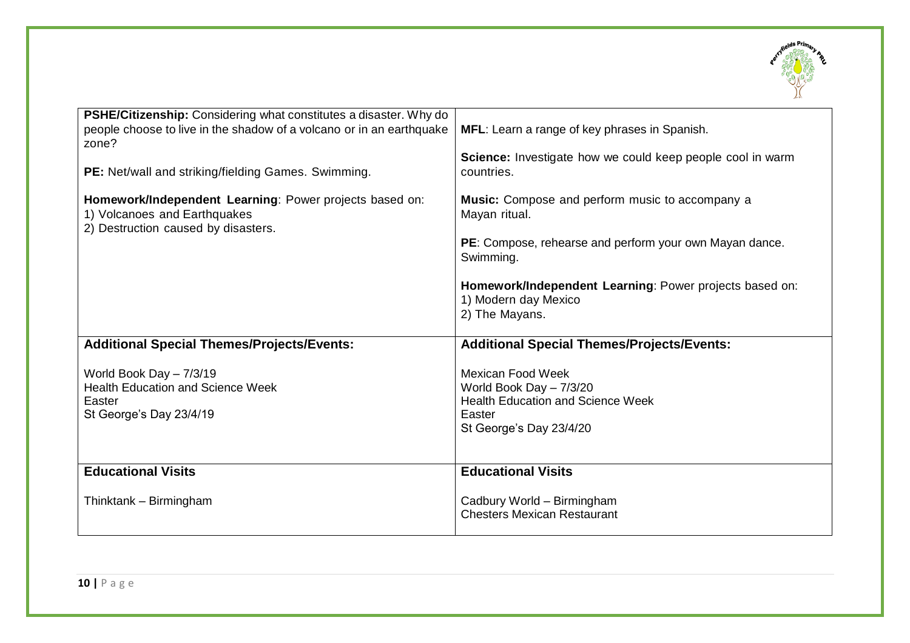| | |
|---|---|
| **PSHE/Citizenship:** Considering what constitutes a disaster. Why do people choose to live in the shadow of a volcano or in an earthquake zone?<br><br>**PE:** Net/wall and striking/fielding Games. Swimming.<br><br>**Homework/Independent Learning**: Power projects based on:<br>1) Volcanoes and Earthquakes<br>2) Destruction caused by disasters. | **MFL**: Learn a range of key phrases in Spanish.<br><br>**Science:** Investigate how we could keep people cool in warm countries.<br><br>**Music:** Compose and perform music to accompany a Mayan ritual.<br><br>**PE**: Compose, rehearse and perform your own Mayan dance. Swimming.<br><br>**Homework/Independent Learning**: Power projects based on:<br>1) Modern day Mexico<br>2) The Mayans. |
| **Additional Special Themes/Projects/Events:**<br><br>World Book Day – 7/3/19<br>Health Education and Science Week<br>Easter<br>St George's Day 23/4/19 | **Additional Special Themes/Projects/Events:**<br><br>Mexican Food Week<br>World Book Day – 7/3/20<br>Health Education and Science Week<br>Easter<br>St George's Day 23/4/20 |
| **Educational Visits**<br><br>Thinktank – Birmingham | **Educational Visits**<br><br>Cadbury World – Birmingham<br>Chesters Mexican Restaurant |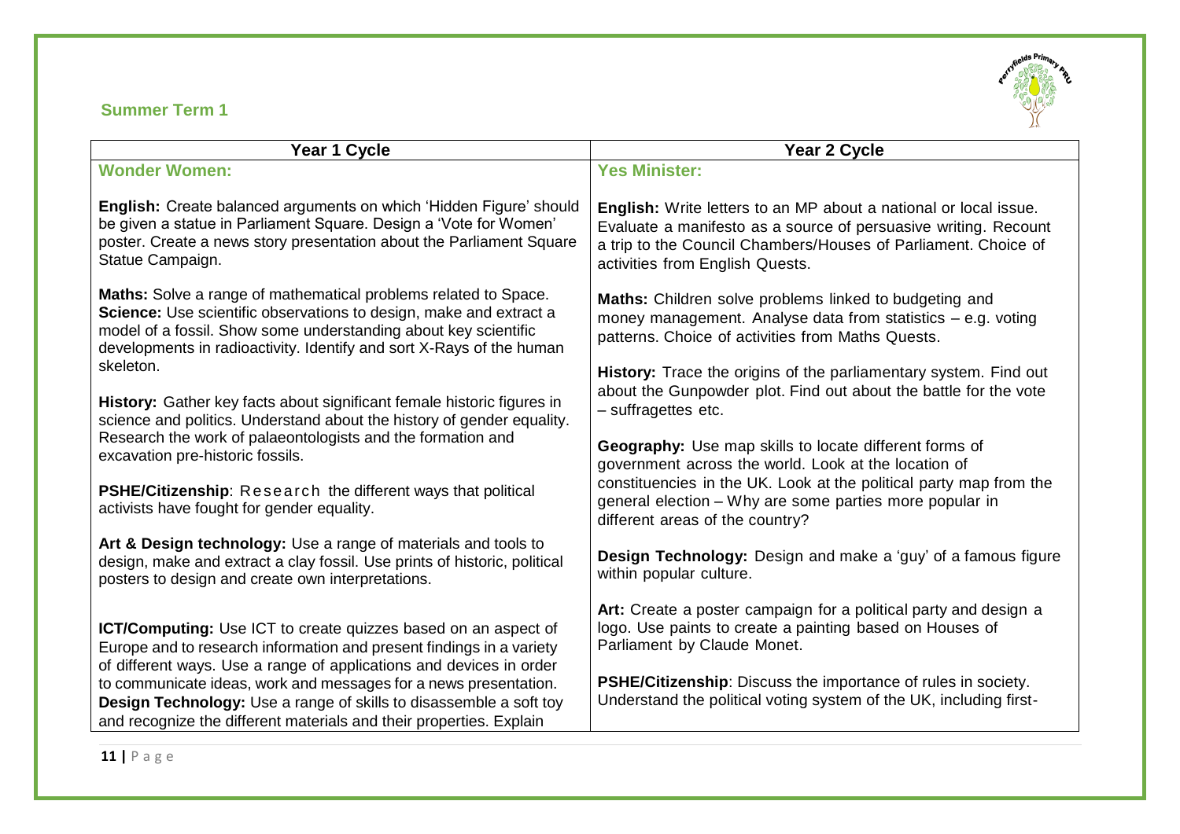## Summer Term 1

| Year 1 Cycle | Year 2 Cycle |
|---|---|
| **Wonder Women:**<br><br>**English:** Create balanced arguments on which 'Hidden Figure' should be given a statue in Parliament Square. Design a 'Vote for Women' poster. Create a news story presentation about the Parliament Square Statue Campaign.<br><br>**Maths:** Solve a range of mathematical problems related to Space.<br>**Science:** Use scientific observations to design, make and extract a model of a fossil. Show some understanding about key scientific developments in radioactivity. Identify and sort X-Rays of the human skeleton.<br><br>**History:** Gather key facts about significant female historic figures in science and politics. Understand about the history of gender equality. Research the work of palaeontologists and the formation and excavation pre-historic fossils.<br><br>**PSHE/Citizenship**: Research the different ways that political activists have fought for gender equality.<br><br>**Art & Design technology:** Use a range of materials and tools to design, make and extract a clay fossil. Use prints of historic, political posters to design and create own interpretations.<br><br>**ICT/Computing:** Use ICT to create quizzes based on an aspect of Europe and to research information and present findings in a variety of different ways. Use a range of applications and devices in order to communicate ideas, work and messages for a news presentation.<br>**Design Technology:** Use a range of skills to disassemble a soft toy and recognize the different materials and their properties. Explain | **Yes Minister:**<br><br>**English:** Write letters to an MP about a national or local issue. Evaluate a manifesto as a source of persuasive writing. Recount a trip to the Council Chambers/Houses of Parliament. Choice of activities from English Quests.<br><br>**Maths:** Children solve problems linked to budgeting and money management. Analyse data from statistics – e.g. voting patterns. Choice of activities from Maths Quests.<br><br>**History:** Trace the origins of the parliamentary system. Find out about the Gunpowder plot. Find out about the battle for the vote – suffragettes etc.<br><br>**Geography:** Use map skills to locate different forms of government across the world. Look at the location of constituencies in the UK. Look at the political party map from the general election – Why are some parties more popular in different areas of the country?<br><br>**Design Technology:** Design and make a 'guy' of a famous figure within popular culture.<br><br>**Art:** Create a poster campaign for a political party and design a logo. Use paints to create a painting based on Houses of Parliament by Claude Monet.<br><br>**PSHE/Citizenship**: Discuss the importance of rules in society. Understand the political voting system of the UK, including first- |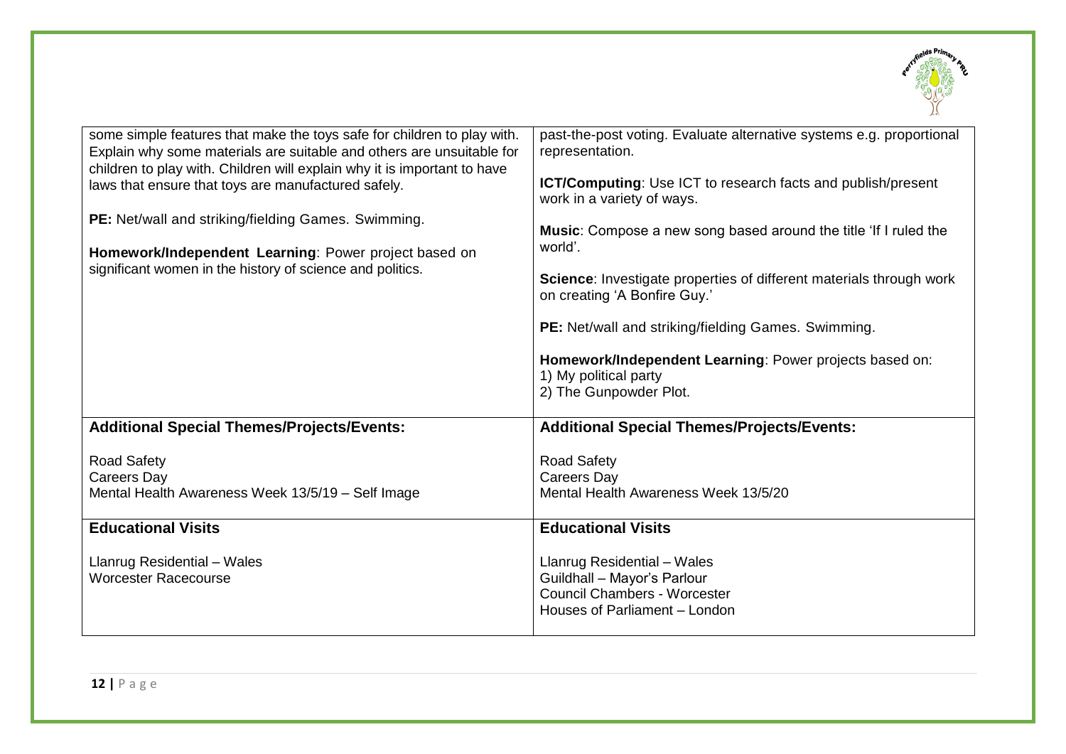| | |
|---|---|
| some simple features that make the toys safe for children to play with. Explain why some materials are suitable and others are unsuitable for children to play with. Children will explain why it is important to have laws that ensure that toys are manufactured safely.<br><br>**PE:** Net/wall and striking/fielding Games. Swimming.<br><br>**Homework/Independent Learning**: Power project based on significant women in the history of science and politics. | past-the-post voting. Evaluate alternative systems e.g. proportional representation.<br><br>**ICT/Computing**: Use ICT to research facts and publish/present work in a variety of ways.<br><br>**Music**: Compose a new song based around the title 'If I ruled the world'.<br><br>**Science**: Investigate properties of different materials through work on creating 'A Bonfire Guy.'<br><br>**PE:** Net/wall and striking/fielding Games. Swimming.<br><br>**Homework/Independent Learning**: Power projects based on:<br>1) My political party<br>2) The Gunpowder Plot. |
| **Additional Special Themes/Projects/Events:**<br><br>Road Safety<br>Careers Day<br>Mental Health Awareness Week 13/5/19 – Self Image | **Additional Special Themes/Projects/Events:**<br><br>Road Safety<br>Careers Day<br>Mental Health Awareness Week 13/5/20 |
| **Educational Visits**<br><br>Llanrug Residential – Wales<br>Worcester Racecourse | **Educational Visits**<br><br>Llanrug Residential – Wales<br>Guildhall – Mayor's Parlour<br>Council Chambers - Worcester<br>Houses of Parliament – London |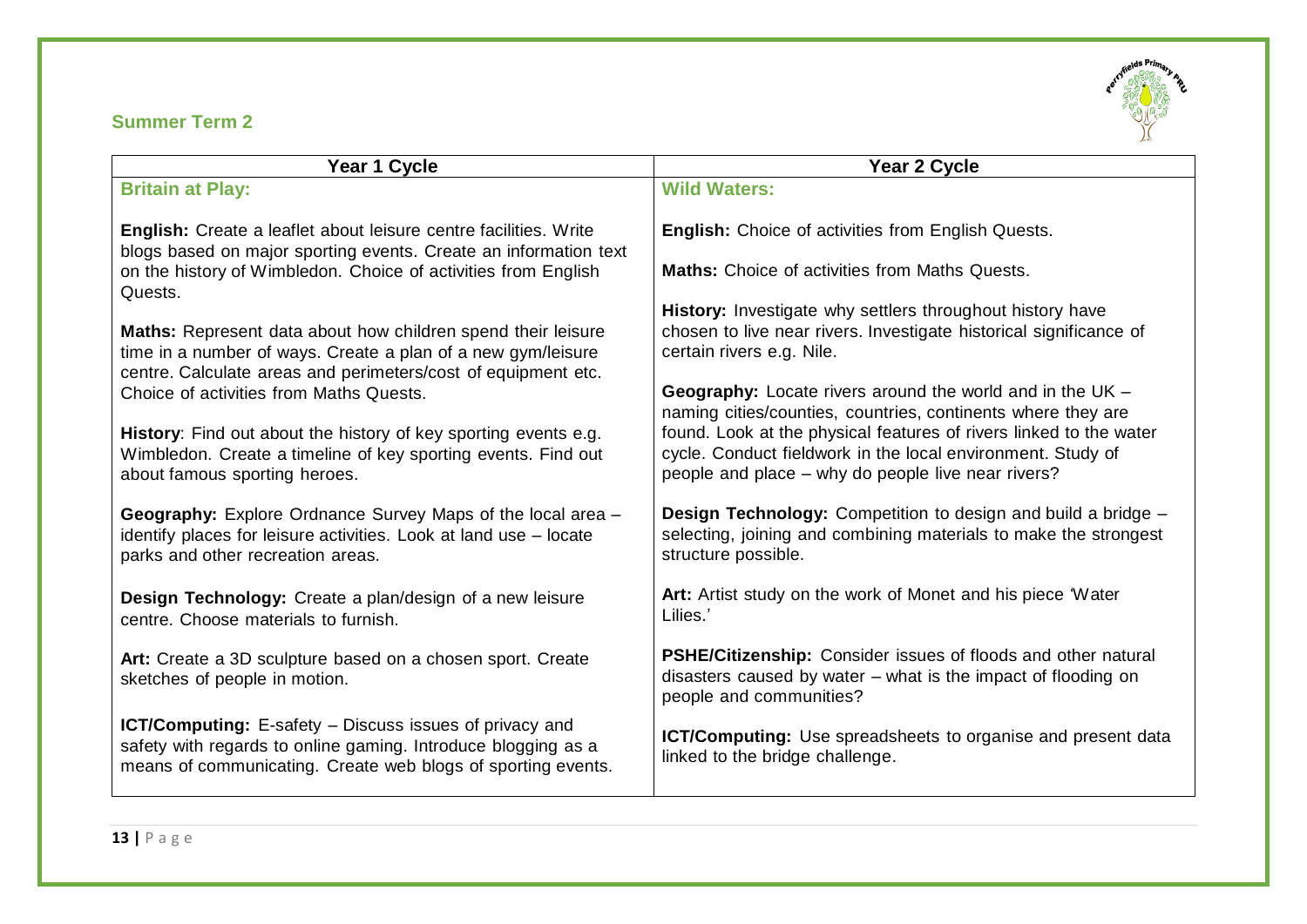## Summer Term 2

| Year 1 Cycle | Year 2 Cycle |
| --- | --- |
| **Britain at Play:**<br><br>**English:** Create a leaflet about leisure centre facilities. Write blogs based on major sporting events. Create an information text on the history of Wimbledon. Choice of activities from English Quests.<br><br>**Maths:** Represent data about how children spend their leisure time in a number of ways. Create a plan of a new gym/leisure centre. Calculate areas and perimeters/cost of equipment etc. Choice of activities from Maths Quests.<br><br>**History**: Find out about the history of key sporting events e.g. Wimbledon. Create a timeline of key sporting events. Find out about famous sporting heroes.<br><br>**Geography:** Explore Ordnance Survey Maps of the local area – identify places for leisure activities. Look at land use – locate parks and other recreation areas.<br><br>**Design Technology:** Create a plan/design of a new leisure centre. Choose materials to furnish.<br><br>**Art:** Create a 3D sculpture based on a chosen sport. Create sketches of people in motion.<br><br>**ICT/Computing:** E-safety – Discuss issues of privacy and safety with regards to online gaming. Introduce blogging as a means of communicating. Create web blogs of sporting events. | **Wild Waters:**<br><br>**English:** Choice of activities from English Quests.<br><br>**Maths:** Choice of activities from Maths Quests.<br><br>**History:** Investigate why settlers throughout history have chosen to live near rivers. Investigate historical significance of certain rivers e.g. Nile.<br><br>**Geography:** Locate rivers around the world and in the UK – naming cities/counties, countries, continents where they are found. Look at the physical features of rivers linked to the water cycle. Conduct fieldwork in the local environment. Study of people and place – why do people live near rivers?<br><br>**Design Technology:** Competition to design and build a bridge – selecting, joining and combining materials to make the strongest structure possible.<br><br>**Art:** Artist study on the work of Monet and his piece 'Water Lilies.'<br><br>**PSHE/Citizenship:** Consider issues of floods and other natural disasters caused by water – what is the impact of flooding on people and communities?<br><br>**ICT/Computing:** Use spreadsheets to organise and present data linked to the bridge challenge. |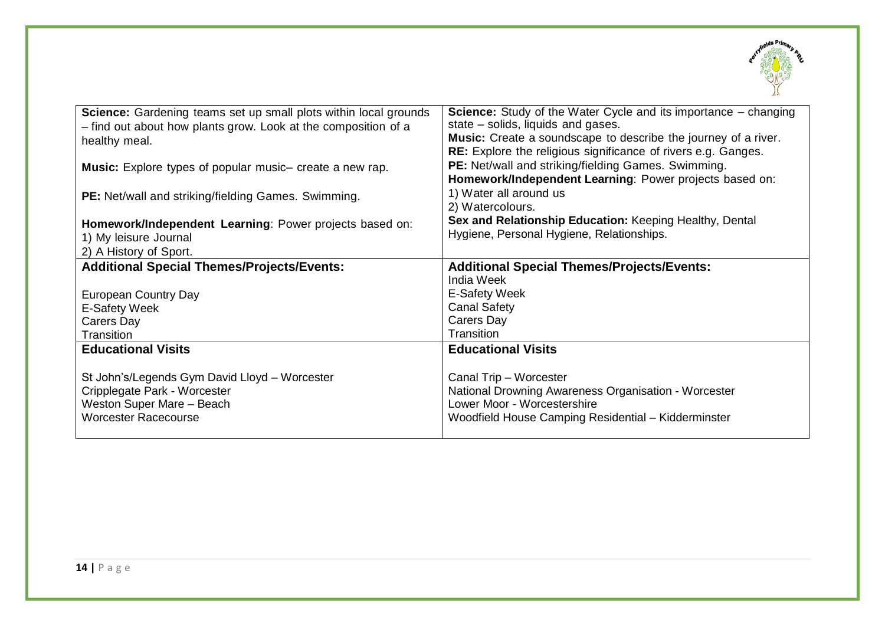| | |
|---|---|
| **Science:** Gardening teams set up small plots within local grounds – find out about how plants grow. Look at the composition of a healthy meal.<br><br>**Music:** Explore types of popular music– create a new rap.<br><br>**PE:** Net/wall and striking/fielding Games. Swimming.<br><br>**Homework/Independent Learning**: Power projects based on:<br>1) My leisure Journal<br>2) A History of Sport. | **Science:** Study of the Water Cycle and its importance – changing state – solids, liquids and gases.<br>**Music:** Create a soundscape to describe the journey of a river.<br>**RE:** Explore the religious significance of rivers e.g. Ganges.<br>**PE:** Net/wall and striking/fielding Games. Swimming.<br>**Homework/Independent Learning**: Power projects based on:<br>1) Water all around us<br>2) Watercolours.<br>**Sex and Relationship Education:** Keeping Healthy, Dental Hygiene, Personal Hygiene, Relationships. |
| **Additional Special Themes/Projects/Events:**<br><br>European Country Day<br>E-Safety Week<br>Carers Day<br>Transition | **Additional Special Themes/Projects/Events:**<br>India Week<br>E-Safety Week<br>Canal Safety<br>Carers Day<br>Transition |
| **Educational Visits**<br><br>St John's/Legends Gym David Lloyd – Worcester<br>Cripplegate Park - Worcester<br>Weston Super Mare – Beach<br>Worcester Racecourse | **Educational Visits**<br><br>Canal Trip – Worcester<br>National Drowning Awareness Organisation - Worcester<br>Lower Moor - Worcestershire<br>Woodfield House Camping Residential – Kidderminster |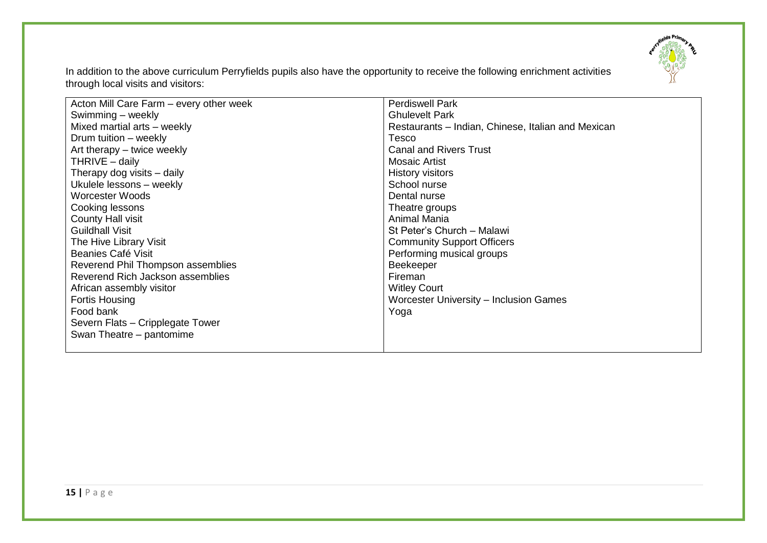In addition to the above curriculum Perryfields pupils also have the opportunity to receive the following enrichment activities through local visits and visitors:

| | |
|---|---|
| Acton Mill Care Farm – every other week<br>Swimming – weekly<br>Mixed martial arts – weekly<br>Drum tuition – weekly<br>Art therapy – twice weekly<br>THRIVE – daily<br>Therapy dog visits – daily<br>Ukulele lessons – weekly<br>Worcester Woods<br>Cooking lessons<br>County Hall visit<br>Guildhall Visit<br>The Hive Library Visit<br>Beanies Café Visit<br>Reverend Phil Thompson assemblies<br>Reverend Rich Jackson assemblies<br>African assembly visitor<br>Fortis Housing<br>Food bank<br>Severn Flats – Cripplegate Tower<br>Swan Theatre – pantomime | Perdiswell Park<br>Ghulevelt Park<br>Restaurants – Indian, Chinese, Italian and Mexican<br>Tesco<br>Canal and Rivers Trust<br>Mosaic Artist<br>History visitors<br>School nurse<br>Dental nurse<br>Theatre groups<br>Animal Mania<br>St Peter's Church – Malawi<br>Community Support Officers<br>Performing musical groups<br>Beekeeper<br>Fireman<br>Witley Court<br>Worcester University – Inclusion Games<br>Yoga |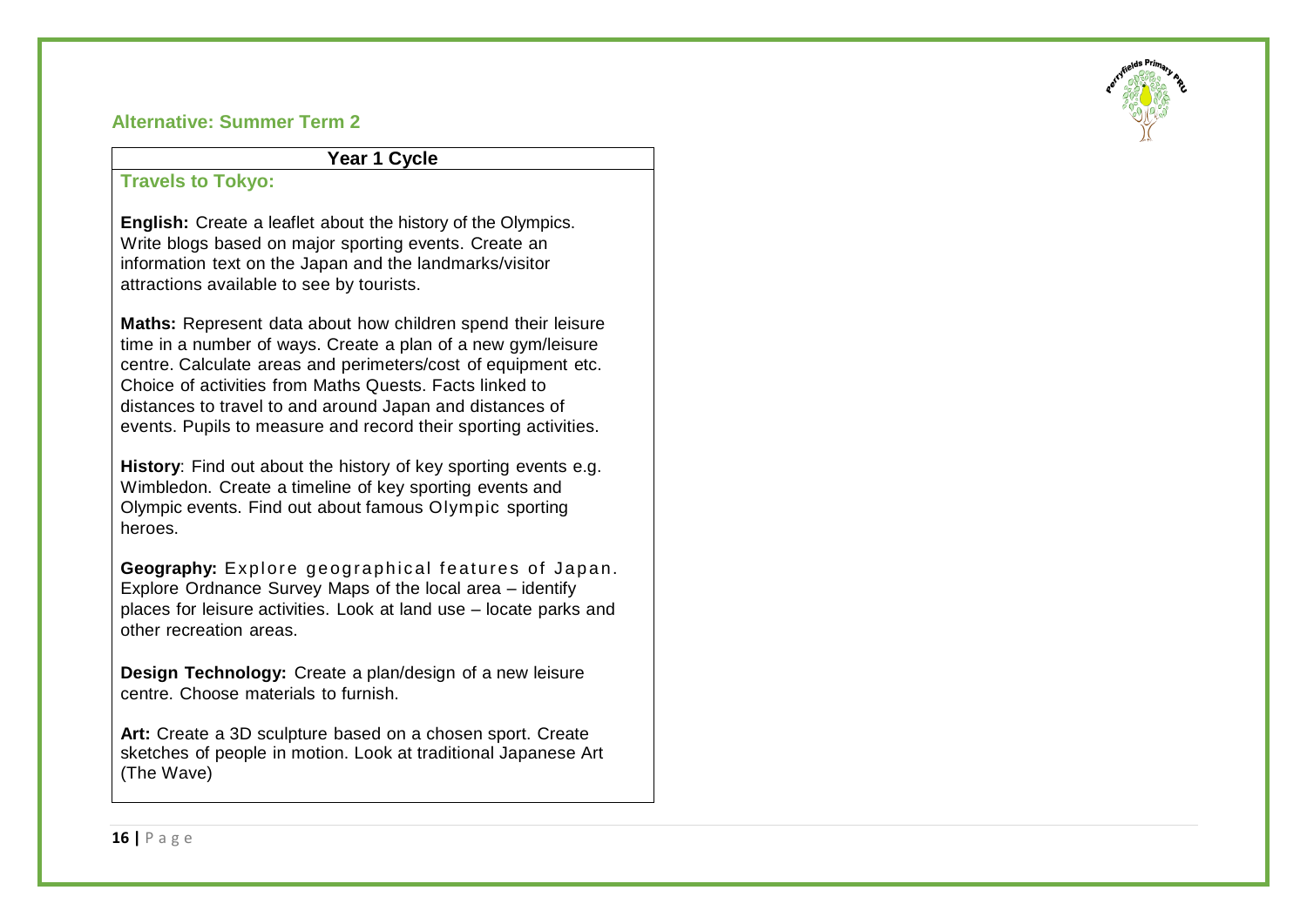## Alternative: Summer Term 2

| Year 1 Cycle |
| --- |
| **Travels to Tokyo:**<br><br>**English:** Create a leaflet about the history of the Olympics. Write blogs based on major sporting events. Create an information text on the Japan and the landmarks/visitor attractions available to see by tourists.<br><br>**Maths:** Represent data about how children spend their leisure time in a number of ways. Create a plan of a new gym/leisure centre. Calculate areas and perimeters/cost of equipment etc. Choice of activities from Maths Quests. Facts linked to distances to travel to and around Japan and distances of events. Pupils to measure and record their sporting activities.<br><br>**History**: Find out about the history of key sporting events e.g. Wimbledon. Create a timeline of key sporting events and Olympic events. Find out about famous Olympic sporting heroes.<br><br>**Geography:** Explore geographical features of Japan. Explore Ordnance Survey Maps of the local area – identify places for leisure activities. Look at land use – locate parks and other recreation areas.<br><br>**Design Technology:** Create a plan/design of a new leisure centre. Choose materials to furnish.<br><br>**Art:** Create a 3D sculpture based on a chosen sport. Create sketches of people in motion. Look at traditional Japanese Art (The Wave) |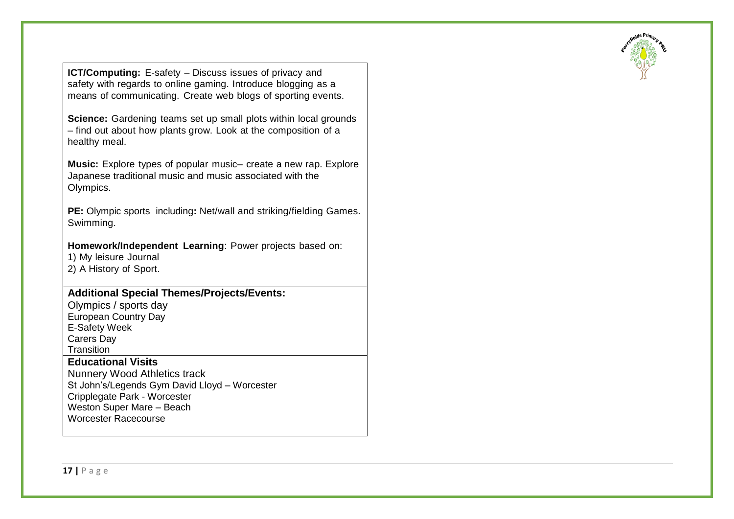**ICT/Computing:** E-safety – Discuss issues of privacy and safety with regards to online gaming. Introduce blogging as a means of communicating. Create web blogs of sporting events.

**Science:** Gardening teams set up small plots within local grounds – find out about how plants grow. Look at the composition of a healthy meal.

**Music:** Explore types of popular music– create a new rap. Explore Japanese traditional music and music associated with the Olympics.

**PE:** Olympic sports including**:** Net/wall and striking/fielding Games. Swimming.

**Homework/Independent Learning**: Power projects based on:
1) My leisure Journal
2) A History of Sport.

**Additional Special Themes/Projects/Events:**

Olympics / sports day
European Country Day
E-Safety Week
Carers Day
Transition

**Educational Visits**

Nunnery Wood Athletics track
St John's/Legends Gym David Lloyd – Worcester
Cripplegate Park - Worcester
Weston Super Mare – Beach
Worcester Racecourse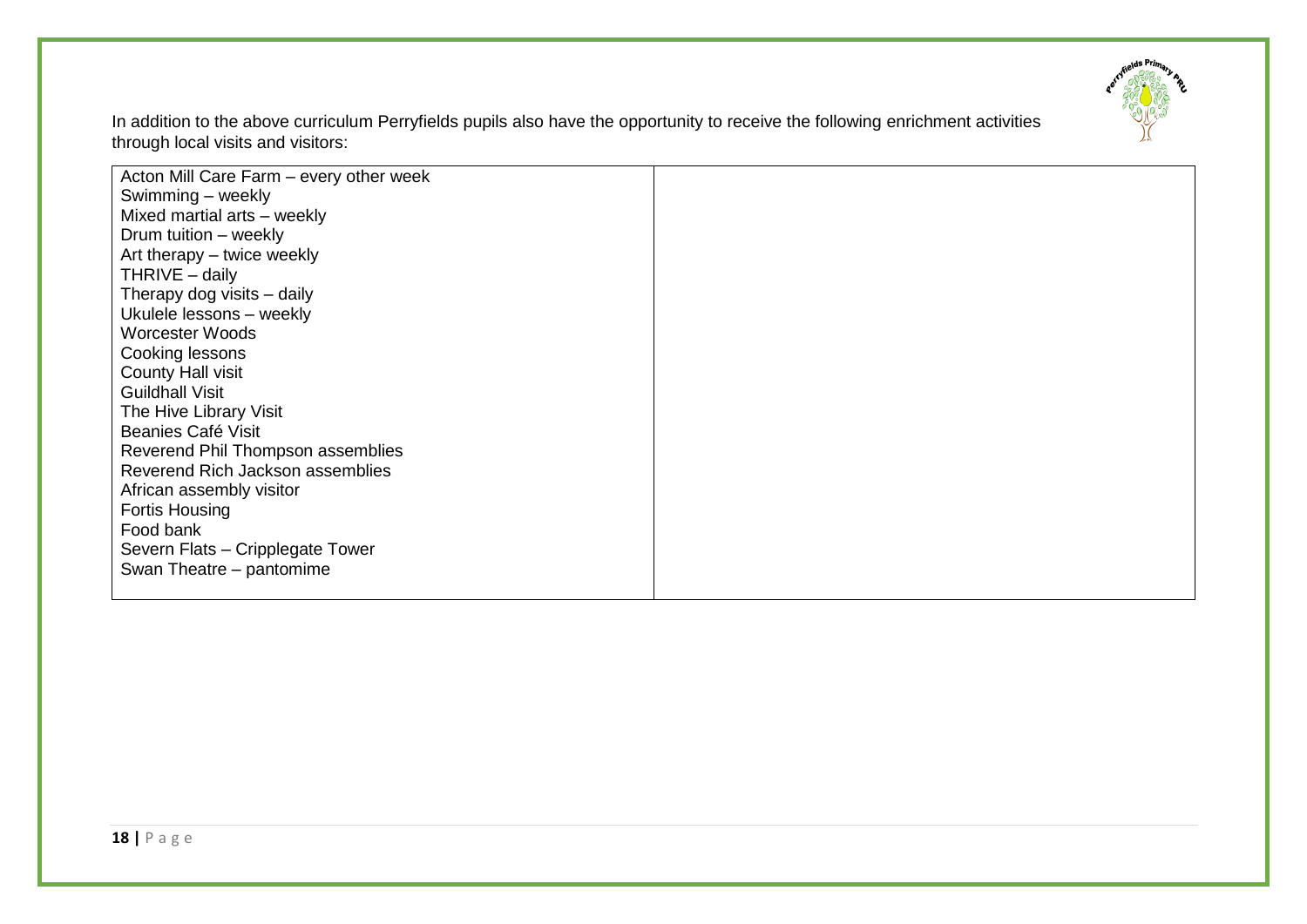In addition to the above curriculum Perryfields pupils also have the opportunity to receive the following enrichment activities through local visits and visitors:

| | |
|---|---|
| Acton Mill Care Farm – every other week<br>Swimming – weekly<br>Mixed martial arts – weekly<br>Drum tuition – weekly<br>Art therapy – twice weekly<br>THRIVE – daily<br>Therapy dog visits – daily<br>Ukulele lessons – weekly<br>Worcester Woods<br>Cooking lessons<br>County Hall visit<br>Guildhall Visit<br>The Hive Library Visit<br>Beanies Café Visit<br>Reverend Phil Thompson assemblies<br>Reverend Rich Jackson assemblies<br>African assembly visitor<br>Fortis Housing<br>Food bank<br>Severn Flats – Cripplegate Tower<br>Swan Theatre – pantomime | |